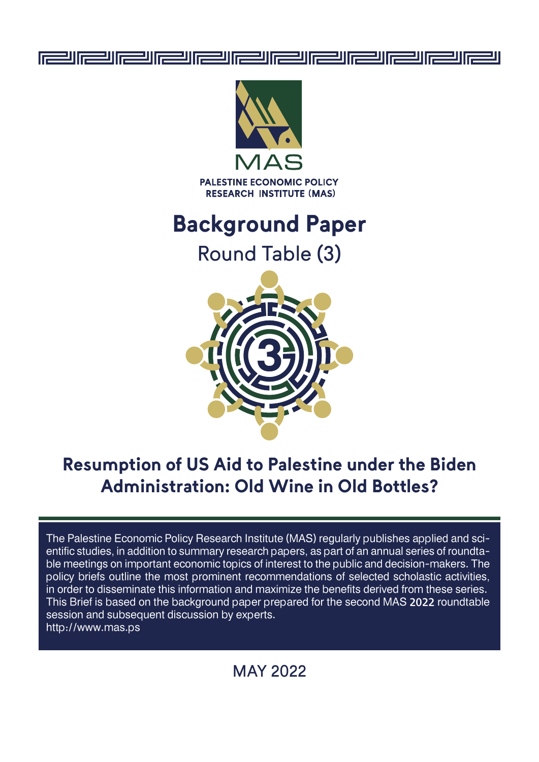MAS

PALESTINE ECONOMIC POLICY RESEARCH INSTITUTE (MAS)

# Background Paper

## Round Table (3)

# Resumption of US Aid to Palestine under the Biden Administration: Old Wine in Old Bottles?

The Palestine Economic Policy Research Institute (MAS) regularly publishes applied and scientific studies, in addition to summary research papers, as part of an annual series of roundtable meetings on important economic topics of interest to the public and decision-makers. The policy briefs outline the most prominent recommendations of selected scholastic activities, in order to disseminate this information and maximize the benefits derived from these series. This Brief is based on the background paper prepared for the second MAS 2022 roundtable session and subsequent discussion by experts.
http://www.mas.ps

MAY 2022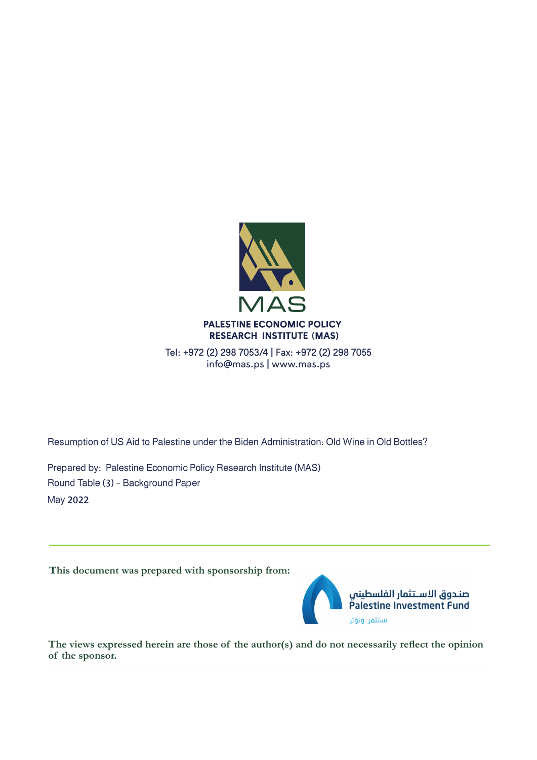MAS

PALESTINE ECONOMIC POLICY RESEARCH INSTITUTE (MAS)

Tel: +972 (2) 298 7053/4 | Fax: +972 (2) 298 7055
info@mas.ps | www.mas.ps

Resumption of US Aid to Palestine under the Biden Administration: Old Wine in Old Bottles?

Prepared by: Palestine Economic Policy Research Institute (MAS)

Round Table (3) - Background Paper

May 2022

---

**This document was prepared with sponsorship from:**

صندوق الاستثمار الفلسطيني
Palestine Investment Fund
نستثمر ونؤثر

**The views expressed herein are those of the author(s) and do not necessarily reflect the opinion of the sponsor.**

---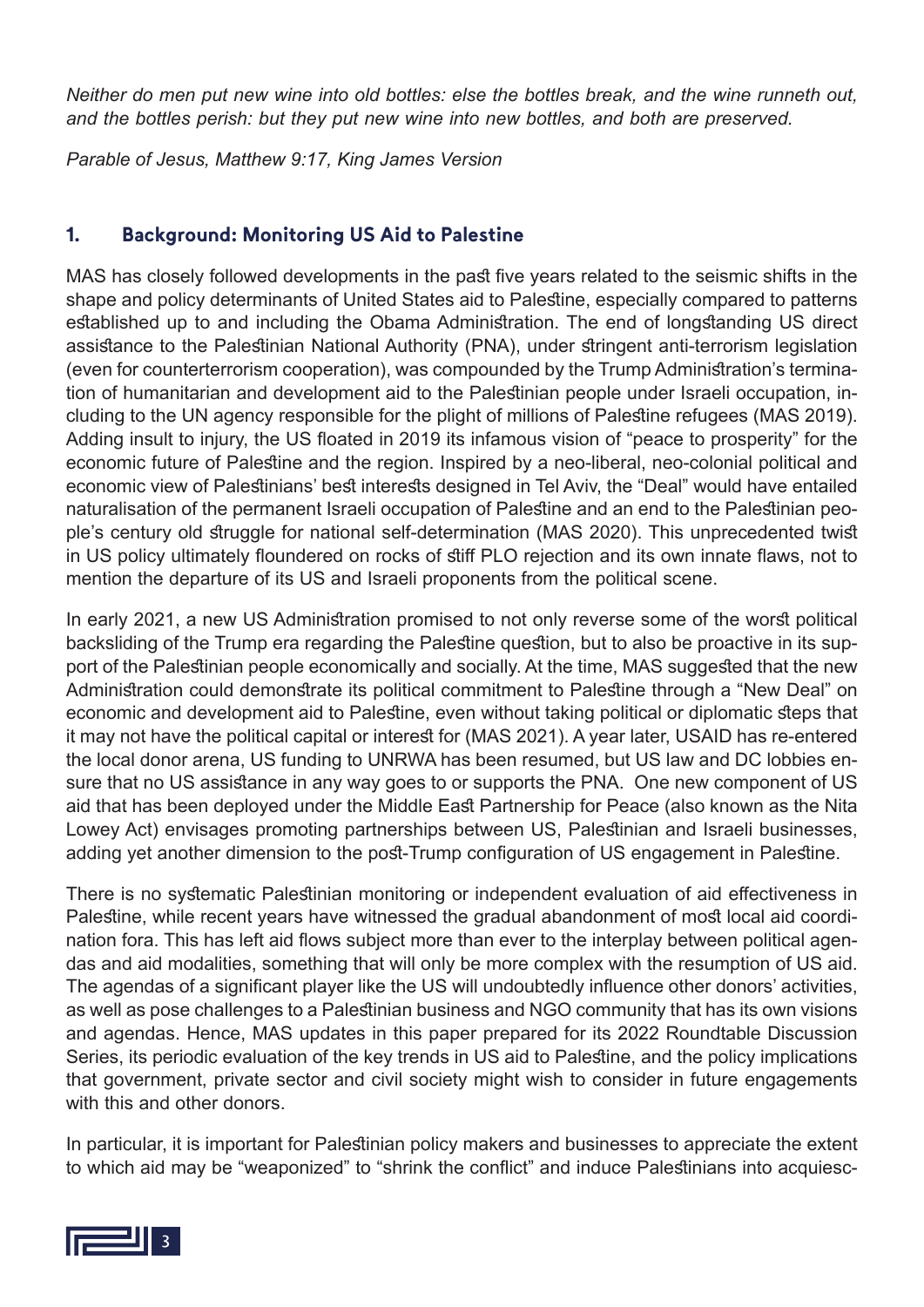*Neither do men put new wine into old bottles: else the bottles break, and the wine runneth out, and the bottles perish: but they put new wine into new bottles, and both are preserved.*

*Parable of Jesus, Matthew 9:17, King James Version*

## 1. Background: Monitoring US Aid to Palestine

MAS has closely followed developments in the past five years related to the seismic shifts in the shape and policy determinants of United States aid to Palestine, especially compared to patterns established up to and including the Obama Administration. The end of longstanding US direct assistance to the Palestinian National Authority (PNA), under stringent anti-terrorism legislation (even for counterterrorism cooperation), was compounded by the Trump Administration's termination of humanitarian and development aid to the Palestinian people under Israeli occupation, including to the UN agency responsible for the plight of millions of Palestine refugees (MAS 2019). Adding insult to injury, the US floated in 2019 its infamous vision of "peace to prosperity" for the economic future of Palestine and the region. Inspired by a neo-liberal, neo-colonial political and economic view of Palestinians' best interests designed in Tel Aviv, the "Deal" would have entailed naturalisation of the permanent Israeli occupation of Palestine and an end to the Palestinian people's century old struggle for national self-determination (MAS 2020). This unprecedented twist in US policy ultimately floundered on rocks of stiff PLO rejection and its own innate flaws, not to mention the departure of its US and Israeli proponents from the political scene.

In early 2021, a new US Administration promised to not only reverse some of the worst political backsliding of the Trump era regarding the Palestine question, but to also be proactive in its support of the Palestinian people economically and socially. At the time, MAS suggested that the new Administration could demonstrate its political commitment to Palestine through a "New Deal" on economic and development aid to Palestine, even without taking political or diplomatic steps that it may not have the political capital or interest for (MAS 2021). A year later, USAID has re-entered the local donor arena, US funding to UNRWA has been resumed, but US law and DC lobbies ensure that no US assistance in any way goes to or supports the PNA. One new component of US aid that has been deployed under the Middle East Partnership for Peace (also known as the Nita Lowey Act) envisages promoting partnerships between US, Palestinian and Israeli businesses, adding yet another dimension to the post-Trump configuration of US engagement in Palestine.

There is no systematic Palestinian monitoring or independent evaluation of aid effectiveness in Palestine, while recent years have witnessed the gradual abandonment of most local aid coordination fora. This has left aid flows subject more than ever to the interplay between political agendas and aid modalities, something that will only be more complex with the resumption of US aid. The agendas of a significant player like the US will undoubtedly influence other donors' activities, as well as pose challenges to a Palestinian business and NGO community that has its own visions and agendas. Hence, MAS updates in this paper prepared for its 2022 Roundtable Discussion Series, its periodic evaluation of the key trends in US aid to Palestine, and the policy implications that government, private sector and civil society might wish to consider in future engagements with this and other donors.

In particular, it is important for Palestinian policy makers and businesses to appreciate the extent to which aid may be "weaponized" to "shrink the conflict" and induce Palestinians into acquiesc-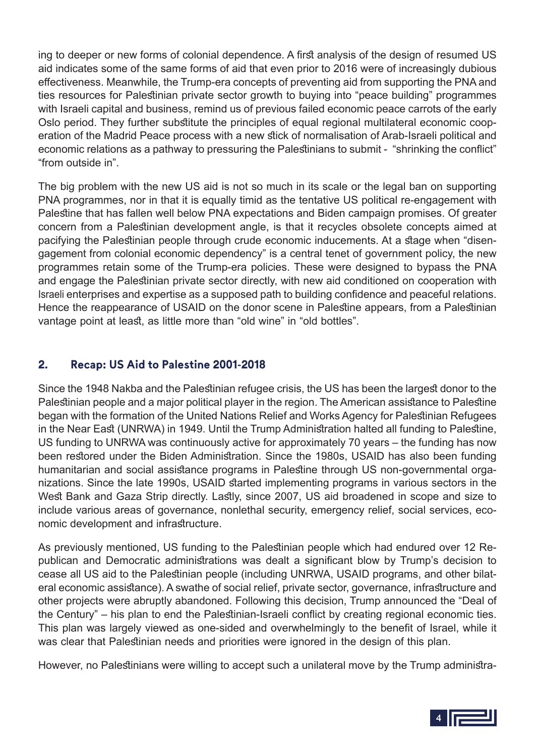ing to deeper or new forms of colonial dependence. A first analysis of the design of resumed US aid indicates some of the same forms of aid that even prior to 2016 were of increasingly dubious effectiveness. Meanwhile, the Trump-era concepts of preventing aid from supporting the PNA and ties resources for Palestinian private sector growth to buying into "peace building" programmes with Israeli capital and business, remind us of previous failed economic peace carrots of the early Oslo period. They further substitute the principles of equal regional multilateral economic cooperation of the Madrid Peace process with a new stick of normalisation of Arab-Israeli political and economic relations as a pathway to pressuring the Palestinians to submit - "shrinking the conflict" "from outside in".

The big problem with the new US aid is not so much in its scale or the legal ban on supporting PNA programmes, nor in that it is equally timid as the tentative US political re-engagement with Palestine that has fallen well below PNA expectations and Biden campaign promises. Of greater concern from a Palestinian development angle, is that it recycles obsolete concepts aimed at pacifying the Palestinian people through crude economic inducements. At a stage when "disengagement from colonial economic dependency" is a central tenet of government policy, the new programmes retain some of the Trump-era policies. These were designed to bypass the PNA and engage the Palestinian private sector directly, with new aid conditioned on cooperation with Israeli enterprises and expertise as a supposed path to building confidence and peaceful relations. Hence the reappearance of USAID on the donor scene in Palestine appears, from a Palestinian vantage point at least, as little more than "old wine" in "old bottles".

## 2. Recap: US Aid to Palestine 2001-2018

Since the 1948 Nakba and the Palestinian refugee crisis, the US has been the largest donor to the Palestinian people and a major political player in the region. The American assistance to Palestine began with the formation of the United Nations Relief and Works Agency for Palestinian Refugees in the Near East (UNRWA) in 1949. Until the Trump Administration halted all funding to Palestine, US funding to UNRWA was continuously active for approximately 70 years – the funding has now been restored under the Biden Administration. Since the 1980s, USAID has also been funding humanitarian and social assistance programs in Palestine through US non-governmental organizations. Since the late 1990s, USAID started implementing programs in various sectors in the West Bank and Gaza Strip directly. Lastly, since 2007, US aid broadened in scope and size to include various areas of governance, nonlethal security, emergency relief, social services, economic development and infrastructure.

As previously mentioned, US funding to the Palestinian people which had endured over 12 Republican and Democratic administrations was dealt a significant blow by Trump's decision to cease all US aid to the Palestinian people (including UNRWA, USAID programs, and other bilateral economic assistance). A swathe of social relief, private sector, governance, infrastructure and other projects were abruptly abandoned. Following this decision, Trump announced the "Deal of the Century" – his plan to end the Palestinian-Israeli conflict by creating regional economic ties. This plan was largely viewed as one-sided and overwhelmingly to the benefit of Israel, while it was clear that Palestinian needs and priorities were ignored in the design of this plan.

However, no Palestinians were willing to accept such a unilateral move by the Trump administra-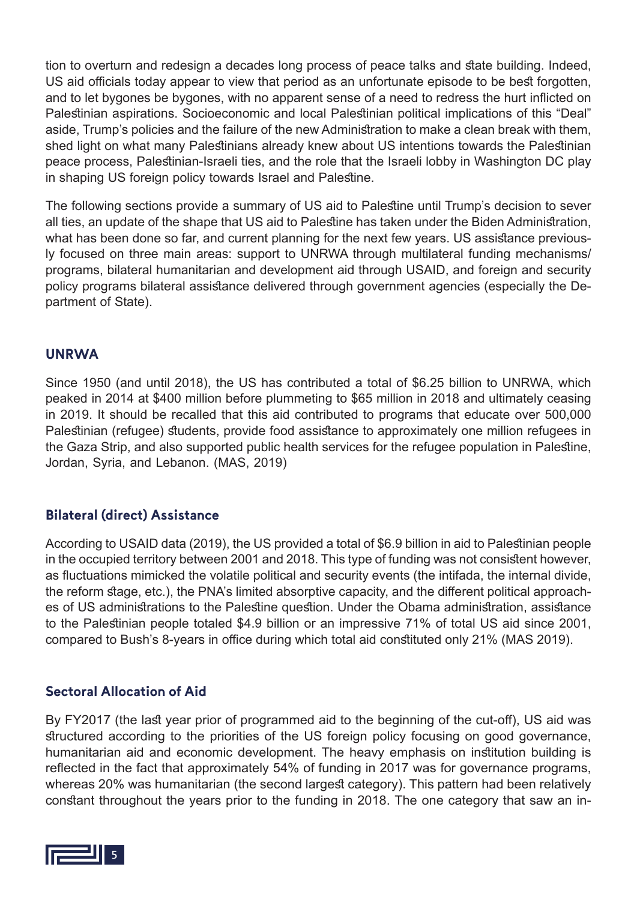tion to overturn and redesign a decades long process of peace talks and state building. Indeed, US aid officials today appear to view that period as an unfortunate episode to be best forgotten, and to let bygones be bygones, with no apparent sense of a need to redress the hurt inflicted on Palestinian aspirations. Socioeconomic and local Palestinian political implications of this "Deal" aside, Trump's policies and the failure of the new Administration to make a clean break with them, shed light on what many Palestinians already knew about US intentions towards the Palestinian peace process, Palestinian-Israeli ties, and the role that the Israeli lobby in Washington DC play in shaping US foreign policy towards Israel and Palestine.

The following sections provide a summary of US aid to Palestine until Trump's decision to sever all ties, an update of the shape that US aid to Palestine has taken under the Biden Administration, what has been done so far, and current planning for the next few years. US assistance previously focused on three main areas: support to UNRWA through multilateral funding mechanisms/ programs, bilateral humanitarian and development aid through USAID, and foreign and security policy programs bilateral assistance delivered through government agencies (especially the Department of State).

## UNRWA

Since 1950 (and until 2018), the US has contributed a total of $6.25 billion to UNRWA, which peaked in 2014 at $400 million before plummeting to $65 million in 2018 and ultimately ceasing in 2019. It should be recalled that this aid contributed to programs that educate over 500,000 Palestinian (refugee) students, provide food assistance to approximately one million refugees in the Gaza Strip, and also supported public health services for the refugee population in Palestine, Jordan, Syria, and Lebanon. (MAS, 2019)

## Bilateral (direct) Assistance

According to USAID data (2019), the US provided a total of $6.9 billion in aid to Palestinian people in the occupied territory between 2001 and 2018. This type of funding was not consistent however, as fluctuations mimicked the volatile political and security events (the intifada, the internal divide, the reform stage, etc.), the PNA's limited absorptive capacity, and the different political approaches of US administrations to the Palestine question. Under the Obama administration, assistance to the Palestinian people totaled $4.9 billion or an impressive 71% of total US aid since 2001, compared to Bush's 8-years in office during which total aid constituted only 21% (MAS 2019).

## Sectoral Allocation of Aid

By FY2017 (the last year prior of programmed aid to the beginning of the cut-off), US aid was structured according to the priorities of the US foreign policy focusing on good governance, humanitarian aid and economic development. The heavy emphasis on institution building is reflected in the fact that approximately 54% of funding in 2017 was for governance programs, whereas 20% was humanitarian (the second largest category). This pattern had been relatively constant throughout the years prior to the funding in 2018. The one category that saw an in-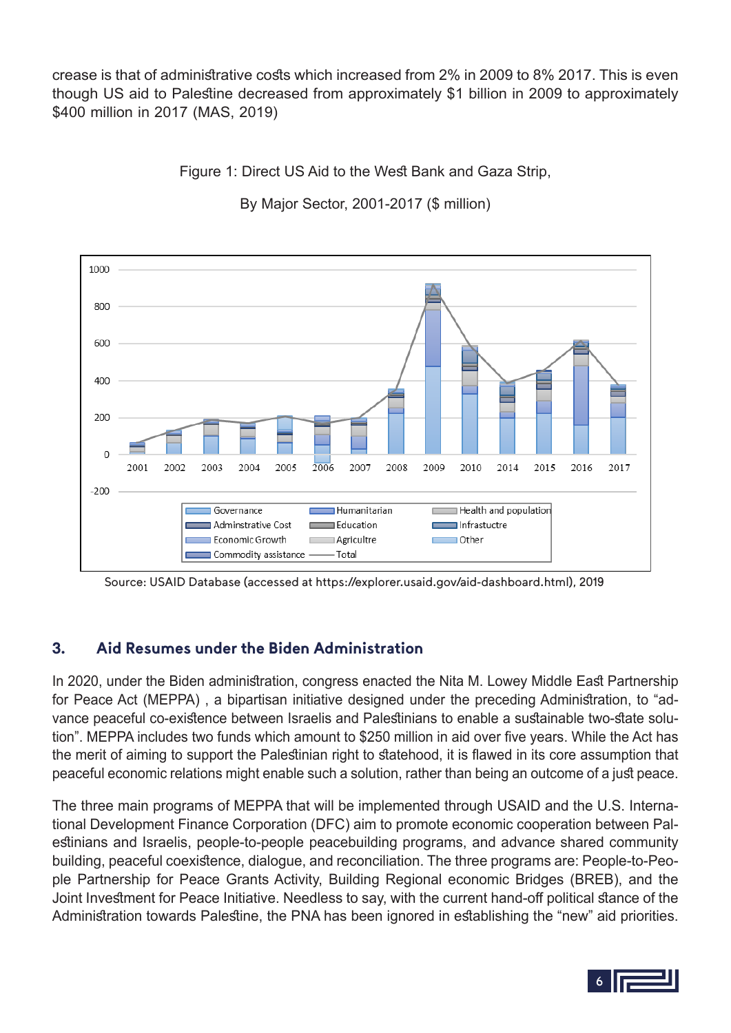crease is that of administrative costs which increased from 2% in 2009 to 8% 2017. This is even though US aid to Palestine decreased from approximately $1 billion in 2009 to approximately $400 million in 2017 (MAS, 2019)

Figure 1: Direct US Aid to the West Bank and Gaza Strip,

By Major Sector, 2001-2017 ($ million)

Source: USAID Database (accessed at https://explorer.usaid.gov/aid-dashboard.html), 2019

## 3. Aid Resumes under the Biden Administration

In 2020, under the Biden administration, congress enacted the Nita M. Lowey Middle East Partnership for Peace Act (MEPPA) , a bipartisan initiative designed under the preceding Administration, to "advance peaceful co-existence between Israelis and Palestinians to enable a sustainable two-state solution". MEPPA includes two funds which amount to $250 million in aid over five years. While the Act has the merit of aiming to support the Palestinian right to statehood, it is flawed in its core assumption that peaceful economic relations might enable such a solution, rather than being an outcome of a just peace.

The three main programs of MEPPA that will be implemented through USAID and the U.S. International Development Finance Corporation (DFC) aim to promote economic cooperation between Palestinians and Israelis, people-to-people peacebuilding programs, and advance shared community building, peaceful coexistence, dialogue, and reconciliation. The three programs are: People-to-People Partnership for Peace Grants Activity, Building Regional economic Bridges (BREB), and the Joint Investment for Peace Initiative. Needless to say, with the current hand-off political stance of the Administration towards Palestine, the PNA has been ignored in establishing the "new" aid priorities.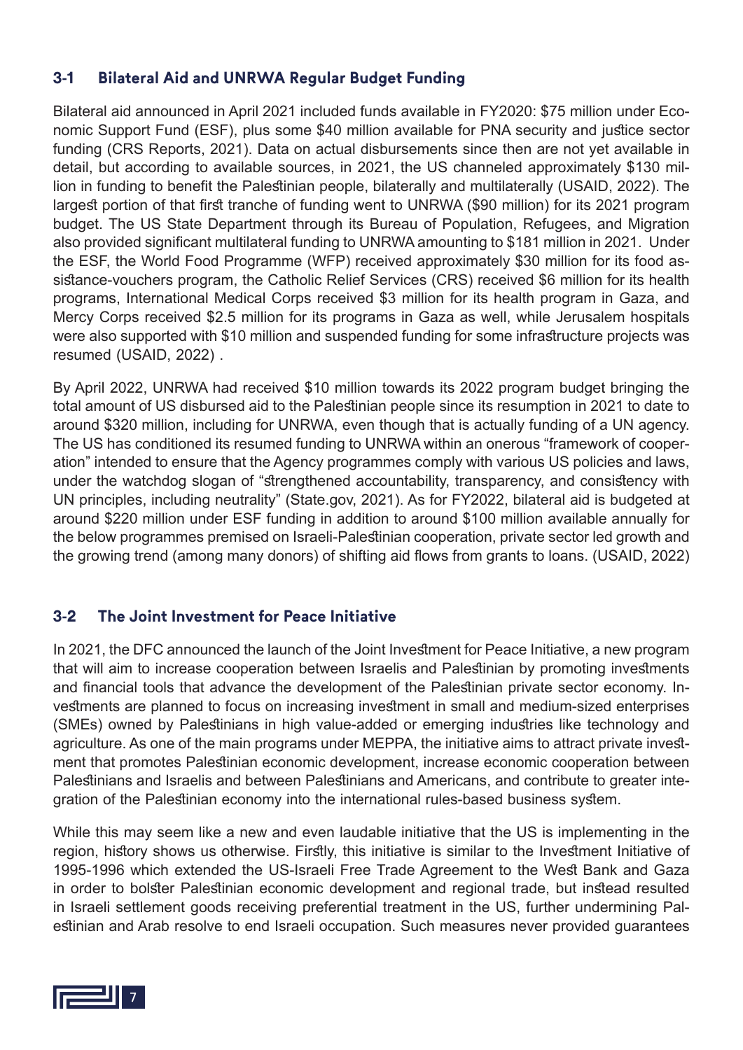### 3-1 Bilateral Aid and UNRWA Regular Budget Funding

Bilateral aid announced in April 2021 included funds available in FY2020: $75 million under Economic Support Fund (ESF), plus some $40 million available for PNA security and justice sector funding (CRS Reports, 2021). Data on actual disbursements since then are not yet available in detail, but according to available sources, in 2021, the US channeled approximately $130 million in funding to benefit the Palestinian people, bilaterally and multilaterally (USAID, 2022). The largest portion of that first tranche of funding went to UNRWA ($90 million) for its 2021 program budget. The US State Department through its Bureau of Population, Refugees, and Migration also provided significant multilateral funding to UNRWA amounting to $181 million in 2021. Under the ESF, the World Food Programme (WFP) received approximately $30 million for its food assistance-vouchers program, the Catholic Relief Services (CRS) received $6 million for its health programs, International Medical Corps received $3 million for its health program in Gaza, and Mercy Corps received $2.5 million for its programs in Gaza as well, while Jerusalem hospitals were also supported with $10 million and suspended funding for some infrastructure projects was resumed (USAID, 2022) .

By April 2022, UNRWA had received $10 million towards its 2022 program budget bringing the total amount of US disbursed aid to the Palestinian people since its resumption in 2021 to date to around $320 million, including for UNRWA, even though that is actually funding of a UN agency. The US has conditioned its resumed funding to UNRWA within an onerous "framework of cooperation" intended to ensure that the Agency programmes comply with various US policies and laws, under the watchdog slogan of "strengthened accountability, transparency, and consistency with UN principles, including neutrality" (State.gov, 2021). As for FY2022, bilateral aid is budgeted at around $220 million under ESF funding in addition to around $100 million available annually for the below programmes premised on Israeli-Palestinian cooperation, private sector led growth and the growing trend (among many donors) of shifting aid flows from grants to loans. (USAID, 2022)

### 3-2 The Joint Investment for Peace Initiative

In 2021, the DFC announced the launch of the Joint Investment for Peace Initiative, a new program that will aim to increase cooperation between Israelis and Palestinian by promoting investments and financial tools that advance the development of the Palestinian private sector economy. Investments are planned to focus on increasing investment in small and medium-sized enterprises (SMEs) owned by Palestinians in high value-added or emerging industries like technology and agriculture. As one of the main programs under MEPPA, the initiative aims to attract private investment that promotes Palestinian economic development, increase economic cooperation between Palestinians and Israelis and between Palestinians and Americans, and contribute to greater integration of the Palestinian economy into the international rules-based business system.

While this may seem like a new and even laudable initiative that the US is implementing in the region, history shows us otherwise. Firstly, this initiative is similar to the Investment Initiative of 1995-1996 which extended the US-Israeli Free Trade Agreement to the West Bank and Gaza in order to bolster Palestinian economic development and regional trade, but instead resulted in Israeli settlement goods receiving preferential treatment in the US, further undermining Palestinian and Arab resolve to end Israeli occupation. Such measures never provided guarantees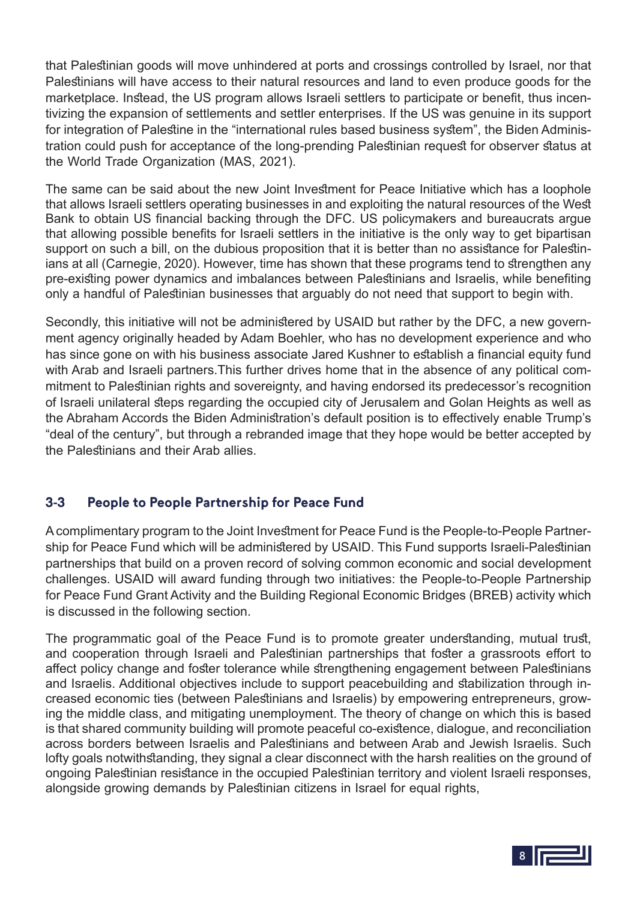that Palestinian goods will move unhindered at ports and crossings controlled by Israel, nor that Palestinians will have access to their natural resources and land to even produce goods for the marketplace. Instead, the US program allows Israeli settlers to participate or benefit, thus incentivizing the expansion of settlements and settler enterprises. If the US was genuine in its support for integration of Palestine in the "international rules based business system", the Biden Administration could push for acceptance of the long-prending Palestinian request for observer status at the World Trade Organization (MAS, 2021).

The same can be said about the new Joint Investment for Peace Initiative which has a loophole that allows Israeli settlers operating businesses in and exploiting the natural resources of the West Bank to obtain US financial backing through the DFC. US policymakers and bureaucrats argue that allowing possible benefits for Israeli settlers in the initiative is the only way to get bipartisan support on such a bill, on the dubious proposition that it is better than no assistance for Palestinians at all (Carnegie, 2020). However, time has shown that these programs tend to strengthen any pre-existing power dynamics and imbalances between Palestinians and Israelis, while benefiting only a handful of Palestinian businesses that arguably do not need that support to begin with.

Secondly, this initiative will not be administered by USAID but rather by the DFC, a new government agency originally headed by Adam Boehler, who has no development experience and who has since gone on with his business associate Jared Kushner to establish a financial equity fund with Arab and Israeli partners.This further drives home that in the absence of any political commitment to Palestinian rights and sovereignty, and having endorsed its predecessor's recognition of Israeli unilateral steps regarding the occupied city of Jerusalem and Golan Heights as well as the Abraham Accords the Biden Administration's default position is to effectively enable Trump's "deal of the century", but through a rebranded image that they hope would be better accepted by the Palestinians and their Arab allies.

### 3-3 People to People Partnership for Peace Fund

A complimentary program to the Joint Investment for Peace Fund is the People-to-People Partnership for Peace Fund which will be administered by USAID. This Fund supports Israeli-Palestinian partnerships that build on a proven record of solving common economic and social development challenges. USAID will award funding through two initiatives: the People-to-People Partnership for Peace Fund Grant Activity and the Building Regional Economic Bridges (BREB) activity which is discussed in the following section.

The programmatic goal of the Peace Fund is to promote greater understanding, mutual trust, and cooperation through Israeli and Palestinian partnerships that foster a grassroots effort to affect policy change and foster tolerance while strengthening engagement between Palestinians and Israelis. Additional objectives include to support peacebuilding and stabilization through increased economic ties (between Palestinians and Israelis) by empowering entrepreneurs, growing the middle class, and mitigating unemployment. The theory of change on which this is based is that shared community building will promote peaceful co-existence, dialogue, and reconciliation across borders between Israelis and Palestinians and between Arab and Jewish Israelis. Such lofty goals notwithstanding, they signal a clear disconnect with the harsh realities on the ground of ongoing Palestinian resistance in the occupied Palestinian territory and violent Israeli responses, alongside growing demands by Palestinian citizens in Israel for equal rights,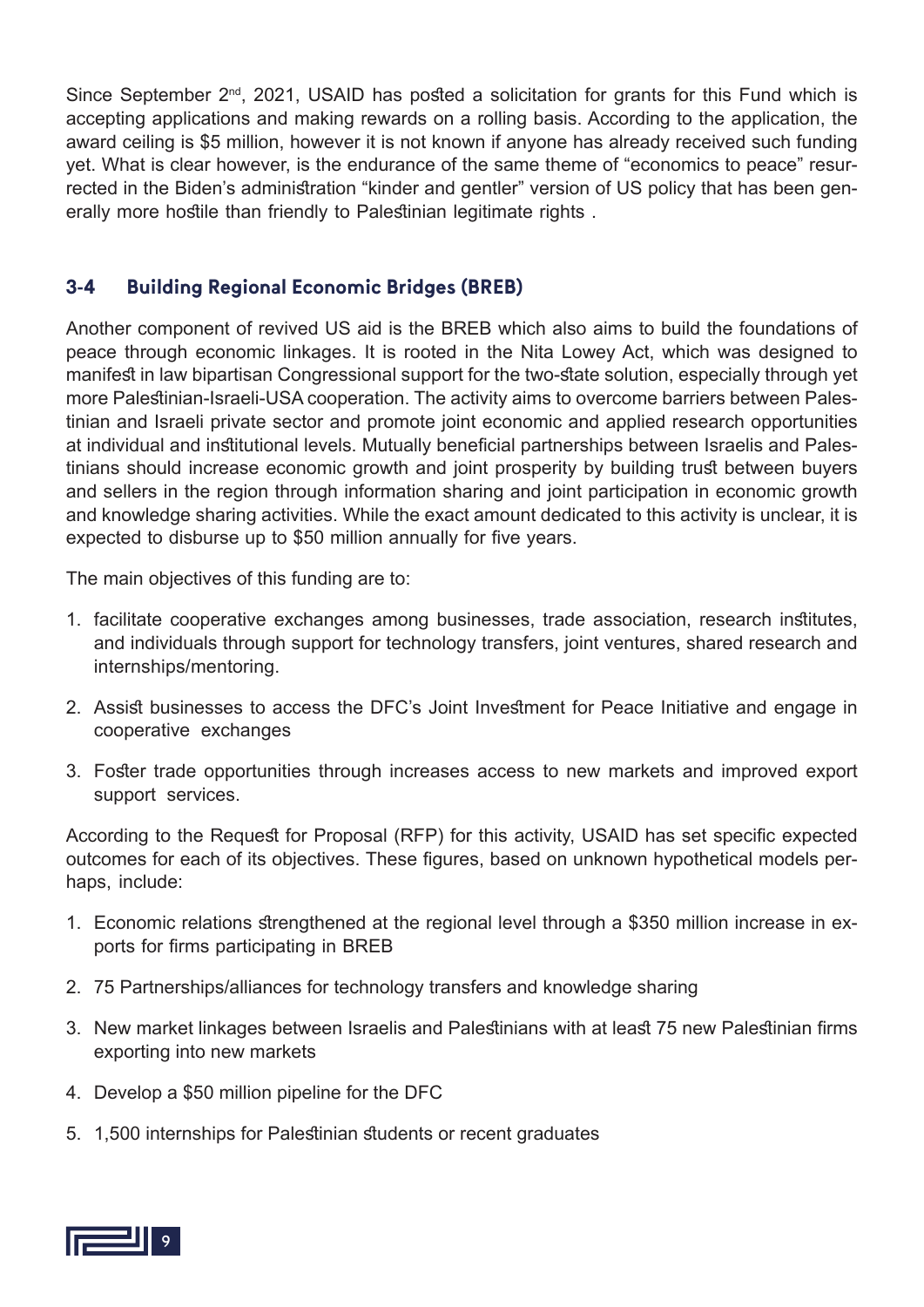Since September 2nd, 2021, USAID has posted a solicitation for grants for this Fund which is accepting applications and making rewards on a rolling basis. According to the application, the award ceiling is $5 million, however it is not known if anyone has already received such funding yet. What is clear however, is the endurance of the same theme of "economics to peace" resurrected in the Biden's administration "kinder and gentler" version of US policy that has been generally more hostile than friendly to Palestinian legitimate rights .

### 3-4 Building Regional Economic Bridges (BREB)

Another component of revived US aid is the BREB which also aims to build the foundations of peace through economic linkages. It is rooted in the Nita Lowey Act, which was designed to manifest in law bipartisan Congressional support for the two-state solution, especially through yet more Palestinian-Israeli-USA cooperation. The activity aims to overcome barriers between Palestinian and Israeli private sector and promote joint economic and applied research opportunities at individual and institutional levels. Mutually beneficial partnerships between Israelis and Palestinians should increase economic growth and joint prosperity by building trust between buyers and sellers in the region through information sharing and joint participation in economic growth and knowledge sharing activities. While the exact amount dedicated to this activity is unclear, it is expected to disburse up to $50 million annually for five years.

The main objectives of this funding are to:

1. facilitate cooperative exchanges among businesses, trade association, research institutes, and individuals through support for technology transfers, joint ventures, shared research and internships/mentoring.
2. Assist businesses to access the DFC's Joint Investment for Peace Initiative and engage in cooperative exchanges
3. Foster trade opportunities through increases access to new markets and improved export support services.

According to the Request for Proposal (RFP) for this activity, USAID has set specific expected outcomes for each of its objectives. These figures, based on unknown hypothetical models perhaps, include:

1. Economic relations strengthened at the regional level through a $350 million increase in exports for firms participating in BREB
2. 75 Partnerships/alliances for technology transfers and knowledge sharing
3. New market linkages between Israelis and Palestinians with at least 75 new Palestinian firms exporting into new markets
4. Develop a $50 million pipeline for the DFC
5. 1,500 internships for Palestinian students or recent graduates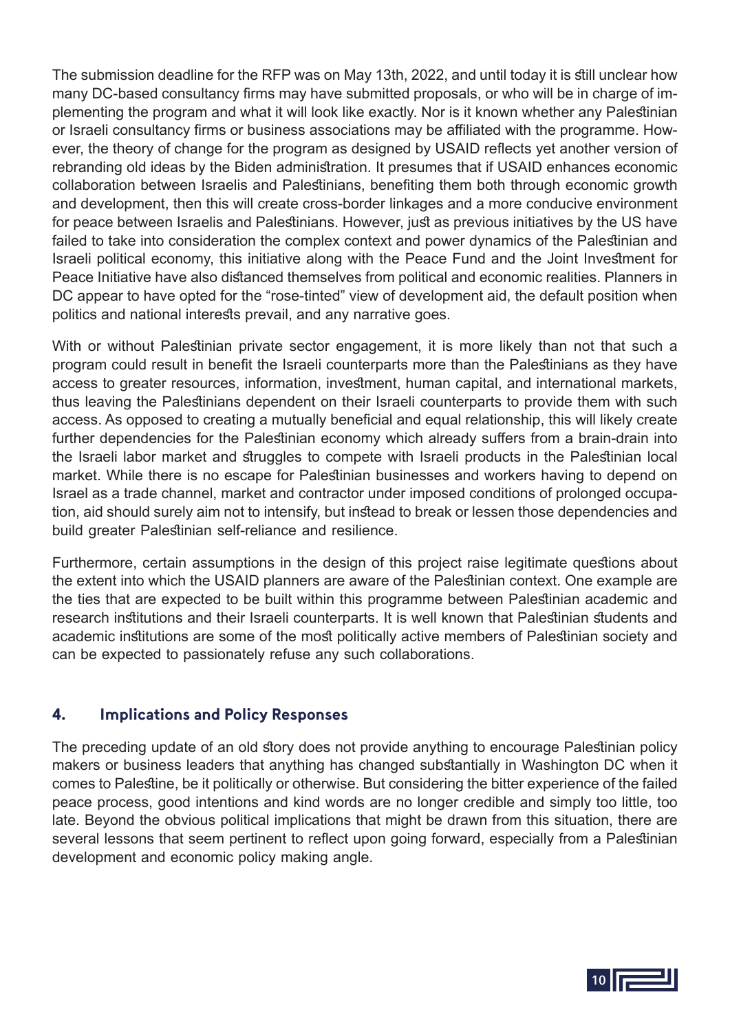The submission deadline for the RFP was on May 13th, 2022, and until today it is still unclear how many DC-based consultancy firms may have submitted proposals, or who will be in charge of implementing the program and what it will look like exactly. Nor is it known whether any Palestinian or Israeli consultancy firms or business associations may be affiliated with the programme. However, the theory of change for the program as designed by USAID reflects yet another version of rebranding old ideas by the Biden administration. It presumes that if USAID enhances economic collaboration between Israelis and Palestinians, benefiting them both through economic growth and development, then this will create cross-border linkages and a more conducive environment for peace between Israelis and Palestinians. However, just as previous initiatives by the US have failed to take into consideration the complex context and power dynamics of the Palestinian and Israeli political economy, this initiative along with the Peace Fund and the Joint Investment for Peace Initiative have also distanced themselves from political and economic realities. Planners in DC appear to have opted for the "rose-tinted" view of development aid, the default position when politics and national interests prevail, and any narrative goes.

With or without Palestinian private sector engagement, it is more likely than not that such a program could result in benefit the Israeli counterparts more than the Palestinians as they have access to greater resources, information, investment, human capital, and international markets, thus leaving the Palestinians dependent on their Israeli counterparts to provide them with such access. As opposed to creating a mutually beneficial and equal relationship, this will likely create further dependencies for the Palestinian economy which already suffers from a brain-drain into the Israeli labor market and struggles to compete with Israeli products in the Palestinian local market. While there is no escape for Palestinian businesses and workers having to depend on Israel as a trade channel, market and contractor under imposed conditions of prolonged occupation, aid should surely aim not to intensify, but instead to break or lessen those dependencies and build greater Palestinian self-reliance and resilience.

Furthermore, certain assumptions in the design of this project raise legitimate questions about the extent into which the USAID planners are aware of the Palestinian context. One example are the ties that are expected to be built within this programme between Palestinian academic and research institutions and their Israeli counterparts. It is well known that Palestinian students and academic institutions are some of the most politically active members of Palestinian society and can be expected to passionately refuse any such collaborations.

## 4. Implications and Policy Responses

The preceding update of an old story does not provide anything to encourage Palestinian policy makers or business leaders that anything has changed substantially in Washington DC when it comes to Palestine, be it politically or otherwise. But considering the bitter experience of the failed peace process, good intentions and kind words are no longer credible and simply too little, too late. Beyond the obvious political implications that might be drawn from this situation, there are several lessons that seem pertinent to reflect upon going forward, especially from a Palestinian development and economic policy making angle.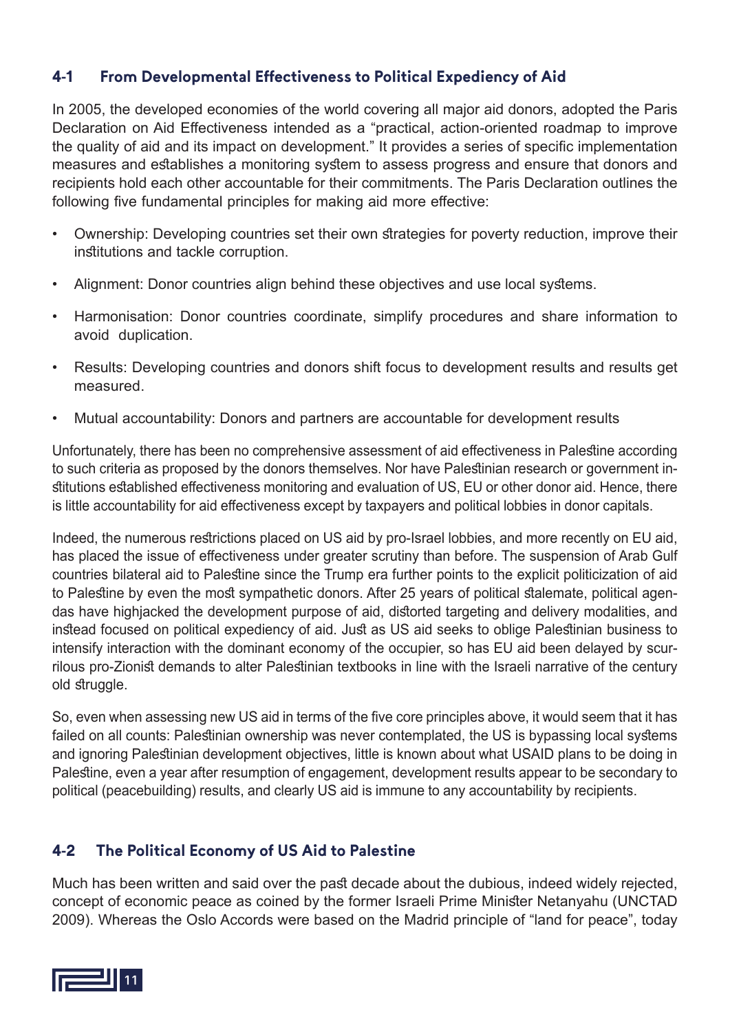## 4-1 From Developmental Effectiveness to Political Expediency of Aid

In 2005, the developed economies of the world covering all major aid donors, adopted the Paris Declaration on Aid Effectiveness intended as a "practical, action-oriented roadmap to improve the quality of aid and its impact on development." It provides a series of specific implementation measures and establishes a monitoring system to assess progress and ensure that donors and recipients hold each other accountable for their commitments. The Paris Declaration outlines the following five fundamental principles for making aid more effective:

- Ownership: Developing countries set their own strategies for poverty reduction, improve their institutions and tackle corruption.
- Alignment: Donor countries align behind these objectives and use local systems.
- Harmonisation: Donor countries coordinate, simplify procedures and share information to avoid duplication.
- Results: Developing countries and donors shift focus to development results and results get measured.
- Mutual accountability: Donors and partners are accountable for development results

Unfortunately, there has been no comprehensive assessment of aid effectiveness in Palestine according to such criteria as proposed by the donors themselves. Nor have Palestinian research or government institutions established effectiveness monitoring and evaluation of US, EU or other donor aid. Hence, there is little accountability for aid effectiveness except by taxpayers and political lobbies in donor capitals.

Indeed, the numerous restrictions placed on US aid by pro-Israel lobbies, and more recently on EU aid, has placed the issue of effectiveness under greater scrutiny than before. The suspension of Arab Gulf countries bilateral aid to Palestine since the Trump era further points to the explicit politicization of aid to Palestine by even the most sympathetic donors. After 25 years of political stalemate, political agendas have highjacked the development purpose of aid, distorted targeting and delivery modalities, and instead focused on political expediency of aid. Just as US aid seeks to oblige Palestinian business to intensify interaction with the dominant economy of the occupier, so has EU aid been delayed by scurrilous pro-Zionist demands to alter Palestinian textbooks in line with the Israeli narrative of the century old struggle.

So, even when assessing new US aid in terms of the five core principles above, it would seem that it has failed on all counts: Palestinian ownership was never contemplated, the US is bypassing local systems and ignoring Palestinian development objectives, little is known about what USAID plans to be doing in Palestine, even a year after resumption of engagement, development results appear to be secondary to political (peacebuilding) results, and clearly US aid is immune to any accountability by recipients.

## 4-2 The Political Economy of US Aid to Palestine

Much has been written and said over the past decade about the dubious, indeed widely rejected, concept of economic peace as coined by the former Israeli Prime Minister Netanyahu (UNCTAD 2009). Whereas the Oslo Accords were based on the Madrid principle of "land for peace", today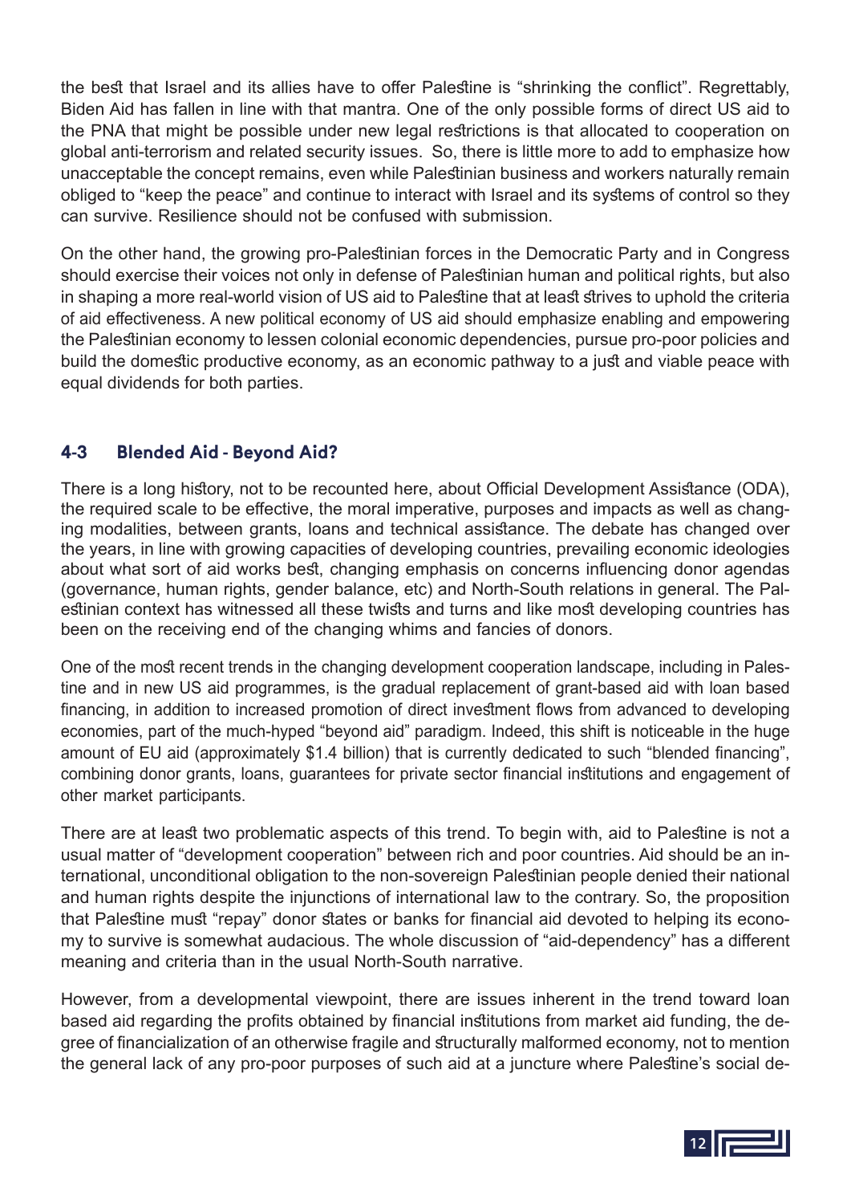the best that Israel and its allies have to offer Palestine is "shrinking the conflict". Regrettably, Biden Aid has fallen in line with that mantra. One of the only possible forms of direct US aid to the PNA that might be possible under new legal restrictions is that allocated to cooperation on global anti-terrorism and related security issues. So, there is little more to add to emphasize how unacceptable the concept remains, even while Palestinian business and workers naturally remain obliged to "keep the peace" and continue to interact with Israel and its systems of control so they can survive. Resilience should not be confused with submission.

On the other hand, the growing pro-Palestinian forces in the Democratic Party and in Congress should exercise their voices not only in defense of Palestinian human and political rights, but also in shaping a more real-world vision of US aid to Palestine that at least strives to uphold the criteria of aid effectiveness. A new political economy of US aid should emphasize enabling and empowering the Palestinian economy to lessen colonial economic dependencies, pursue pro-poor policies and build the domestic productive economy, as an economic pathway to a just and viable peace with equal dividends for both parties.

### 4-3 Blended Aid - Beyond Aid?

There is a long history, not to be recounted here, about Official Development Assistance (ODA), the required scale to be effective, the moral imperative, purposes and impacts as well as changing modalities, between grants, loans and technical assistance. The debate has changed over the years, in line with growing capacities of developing countries, prevailing economic ideologies about what sort of aid works best, changing emphasis on concerns influencing donor agendas (governance, human rights, gender balance, etc) and North-South relations in general. The Palestinian context has witnessed all these twists and turns and like most developing countries has been on the receiving end of the changing whims and fancies of donors.

One of the most recent trends in the changing development cooperation landscape, including in Palestine and in new US aid programmes, is the gradual replacement of grant-based aid with loan based financing, in addition to increased promotion of direct investment flows from advanced to developing economies, part of the much-hyped "beyond aid" paradigm. Indeed, this shift is noticeable in the huge amount of EU aid (approximately $1.4 billion) that is currently dedicated to such "blended financing", combining donor grants, loans, guarantees for private sector financial institutions and engagement of other market participants.

There are at least two problematic aspects of this trend. To begin with, aid to Palestine is not a usual matter of "development cooperation" between rich and poor countries. Aid should be an international, unconditional obligation to the non-sovereign Palestinian people denied their national and human rights despite the injunctions of international law to the contrary. So, the proposition that Palestine must "repay" donor states or banks for financial aid devoted to helping its economy to survive is somewhat audacious. The whole discussion of "aid-dependency" has a different meaning and criteria than in the usual North-South narrative.

However, from a developmental viewpoint, there are issues inherent in the trend toward loan based aid regarding the profits obtained by financial institutions from market aid funding, the degree of financialization of an otherwise fragile and structurally malformed economy, not to mention the general lack of any pro-poor purposes of such aid at a juncture where Palestine's social de-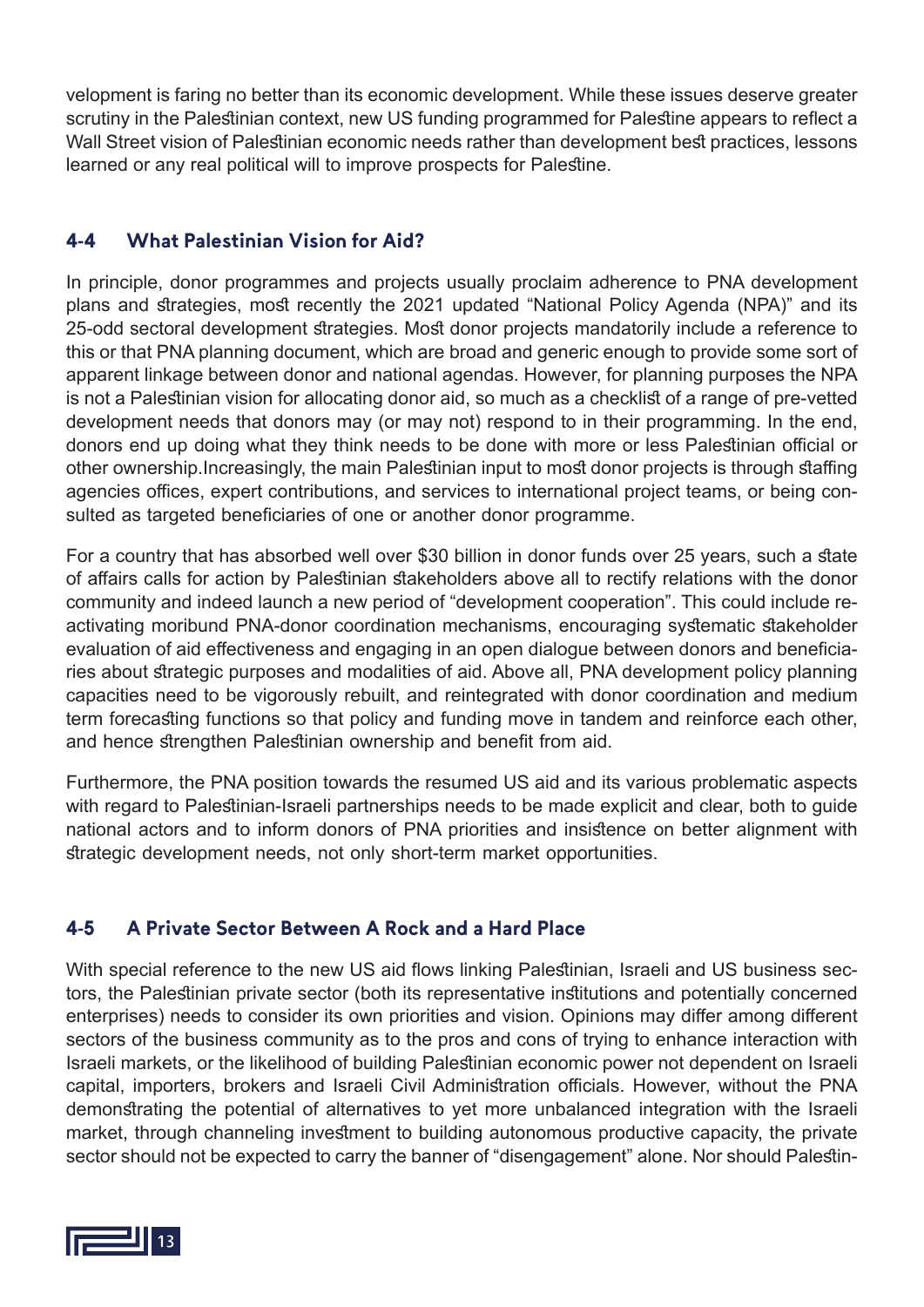velopment is faring no better than its economic development. While these issues deserve greater scrutiny in the Palestinian context, new US funding programmed for Palestine appears to reflect a Wall Street vision of Palestinian economic needs rather than development best practices, lessons learned or any real political will to improve prospects for Palestine.

### 4-4 What Palestinian Vision for Aid?

In principle, donor programmes and projects usually proclaim adherence to PNA development plans and strategies, most recently the 2021 updated "National Policy Agenda (NPA)" and its 25-odd sectoral development strategies. Most donor projects mandatorily include a reference to this or that PNA planning document, which are broad and generic enough to provide some sort of apparent linkage between donor and national agendas. However, for planning purposes the NPA is not a Palestinian vision for allocating donor aid, so much as a checklist of a range of pre-vetted development needs that donors may (or may not) respond to in their programming. In the end, donors end up doing what they think needs to be done with more or less Palestinian official or other ownership.Increasingly, the main Palestinian input to most donor projects is through staffing agencies offices, expert contributions, and services to international project teams, or being consulted as targeted beneficiaries of one or another donor programme.

For a country that has absorbed well over $30 billion in donor funds over 25 years, such a state of affairs calls for action by Palestinian stakeholders above all to rectify relations with the donor community and indeed launch a new period of "development cooperation". This could include reactivating moribund PNA-donor coordination mechanisms, encouraging systematic stakeholder evaluation of aid effectiveness and engaging in an open dialogue between donors and beneficiaries about strategic purposes and modalities of aid. Above all, PNA development policy planning capacities need to be vigorously rebuilt, and reintegrated with donor coordination and medium term forecasting functions so that policy and funding move in tandem and reinforce each other, and hence strengthen Palestinian ownership and benefit from aid.

Furthermore, the PNA position towards the resumed US aid and its various problematic aspects with regard to Palestinian-Israeli partnerships needs to be made explicit and clear, both to guide national actors and to inform donors of PNA priorities and insistence on better alignment with strategic development needs, not only short-term market opportunities.

### 4-5 A Private Sector Between A Rock and a Hard Place

With special reference to the new US aid flows linking Palestinian, Israeli and US business sectors, the Palestinian private sector (both its representative institutions and potentially concerned enterprises) needs to consider its own priorities and vision. Opinions may differ among different sectors of the business community as to the pros and cons of trying to enhance interaction with Israeli markets, or the likelihood of building Palestinian economic power not dependent on Israeli capital, importers, brokers and Israeli Civil Administration officials. However, without the PNA demonstrating the potential of alternatives to yet more unbalanced integration with the Israeli market, through channeling investment to building autonomous productive capacity, the private sector should not be expected to carry the banner of "disengagement" alone. Nor should Palestin-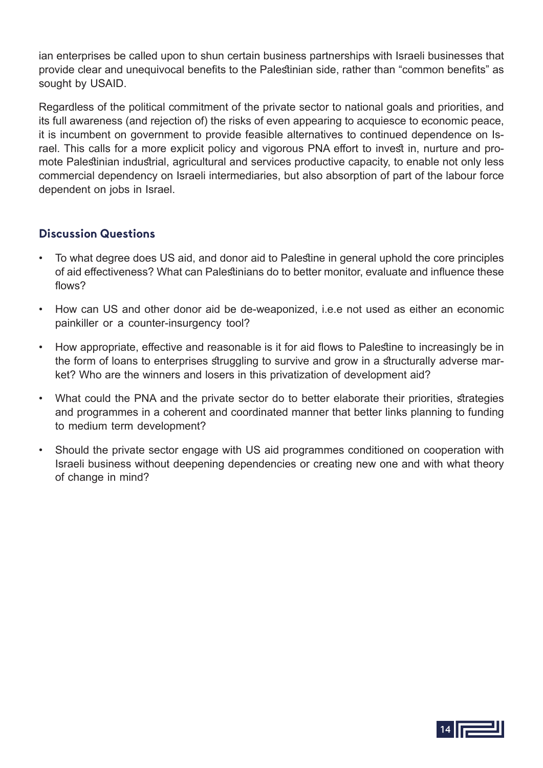ian enterprises be called upon to shun certain business partnerships with Israeli businesses that provide clear and unequivocal benefits to the Palestinian side, rather than "common benefits" as sought by USAID.

Regardless of the political commitment of the private sector to national goals and priorities, and its full awareness (and rejection of) the risks of even appearing to acquiesce to economic peace, it is incumbent on government to provide feasible alternatives to continued dependence on Israel. This calls for a more explicit policy and vigorous PNA effort to invest in, nurture and promote Palestinian industrial, agricultural and services productive capacity, to enable not only less commercial dependency on Israeli intermediaries, but also absorption of part of the labour force dependent on jobs in Israel.

## Discussion Questions

- To what degree does US aid, and donor aid to Palestine in general uphold the core principles of aid effectiveness? What can Palestinians do to better monitor, evaluate and influence these flows?
- How can US and other donor aid be de-weaponized, i.e.e not used as either an economic painkiller or a counter-insurgency tool?
- How appropriate, effective and reasonable is it for aid flows to Palestine to increasingly be in the form of loans to enterprises struggling to survive and grow in a structurally adverse market? Who are the winners and losers in this privatization of development aid?
- What could the PNA and the private sector do to better elaborate their priorities, strategies and programmes in a coherent and coordinated manner that better links planning to funding to medium term development?
- Should the private sector engage with US aid programmes conditioned on cooperation with Israeli business without deepening dependencies or creating new one and with what theory of change in mind?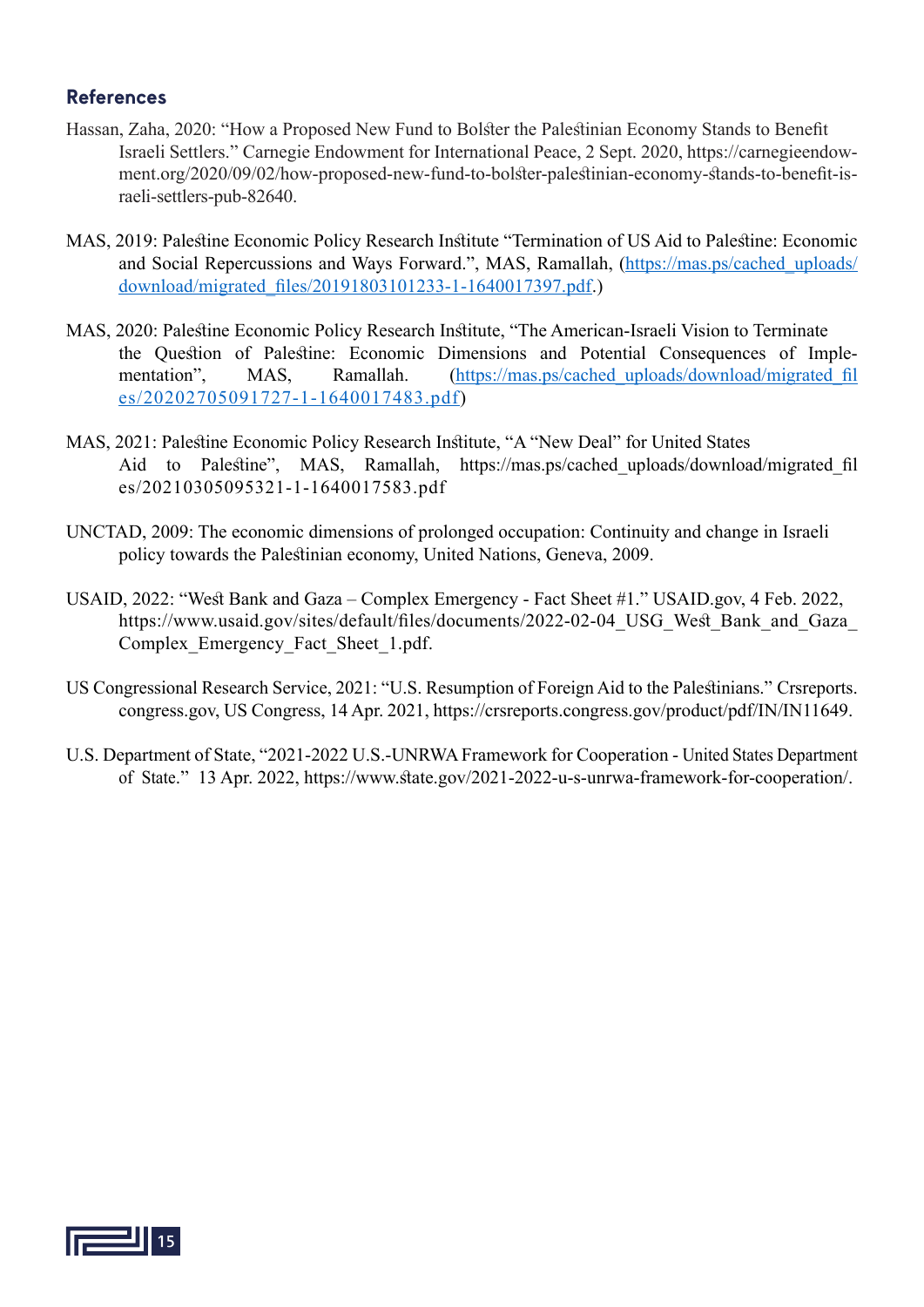## References

Hassan, Zaha, 2020: "How a Proposed New Fund to Bolster the Palestinian Economy Stands to Benefit Israeli Settlers." Carnegie Endowment for International Peace, 2 Sept. 2020, https://carnegieendowment.org/2020/09/02/how-proposed-new-fund-to-bolster-palestinian-economy-stands-to-benefit-israeli-settlers-pub-82640.

MAS, 2019: Palestine Economic Policy Research Institute "Termination of US Aid to Palestine: Economic and Social Repercussions and Ways Forward.", MAS, Ramallah, (https://mas.ps/cached_uploads/download/migrated_files/20191803101233-1-1640017397.pdf.)

MAS, 2020: Palestine Economic Policy Research Institute, "The American-Israeli Vision to Terminate the Question of Palestine: Economic Dimensions and Potential Consequences of Implementation", MAS, Ramallah. (https://mas.ps/cached_uploads/download/migrated_files/20202705091727-1-1640017483.pdf)

MAS, 2021: Palestine Economic Policy Research Institute, "A "New Deal" for United States Aid to Palestine", MAS, Ramallah, https://mas.ps/cached_uploads/download/migrated_files/20210305095321-1-1640017583.pdf

UNCTAD, 2009: The economic dimensions of prolonged occupation: Continuity and change in Israeli policy towards the Palestinian economy, United Nations, Geneva, 2009.

USAID, 2022: "West Bank and Gaza – Complex Emergency - Fact Sheet #1." USAID.gov, 4 Feb. 2022, https://www.usaid.gov/sites/default/files/documents/2022-02-04_USG_West_Bank_and_Gaza_Complex_Emergency_Fact_Sheet_1.pdf.

US Congressional Research Service, 2021: "U.S. Resumption of Foreign Aid to the Palestinians." Crsreports.congress.gov, US Congress, 14 Apr. 2021, https://crsreports.congress.gov/product/pdf/IN/IN11649.

U.S. Department of State, "2021-2022 U.S.-UNRWA Framework for Cooperation - United States Department of State." 13 Apr. 2022, https://www.state.gov/2021-2022-u-s-unrwa-framework-for-cooperation/.